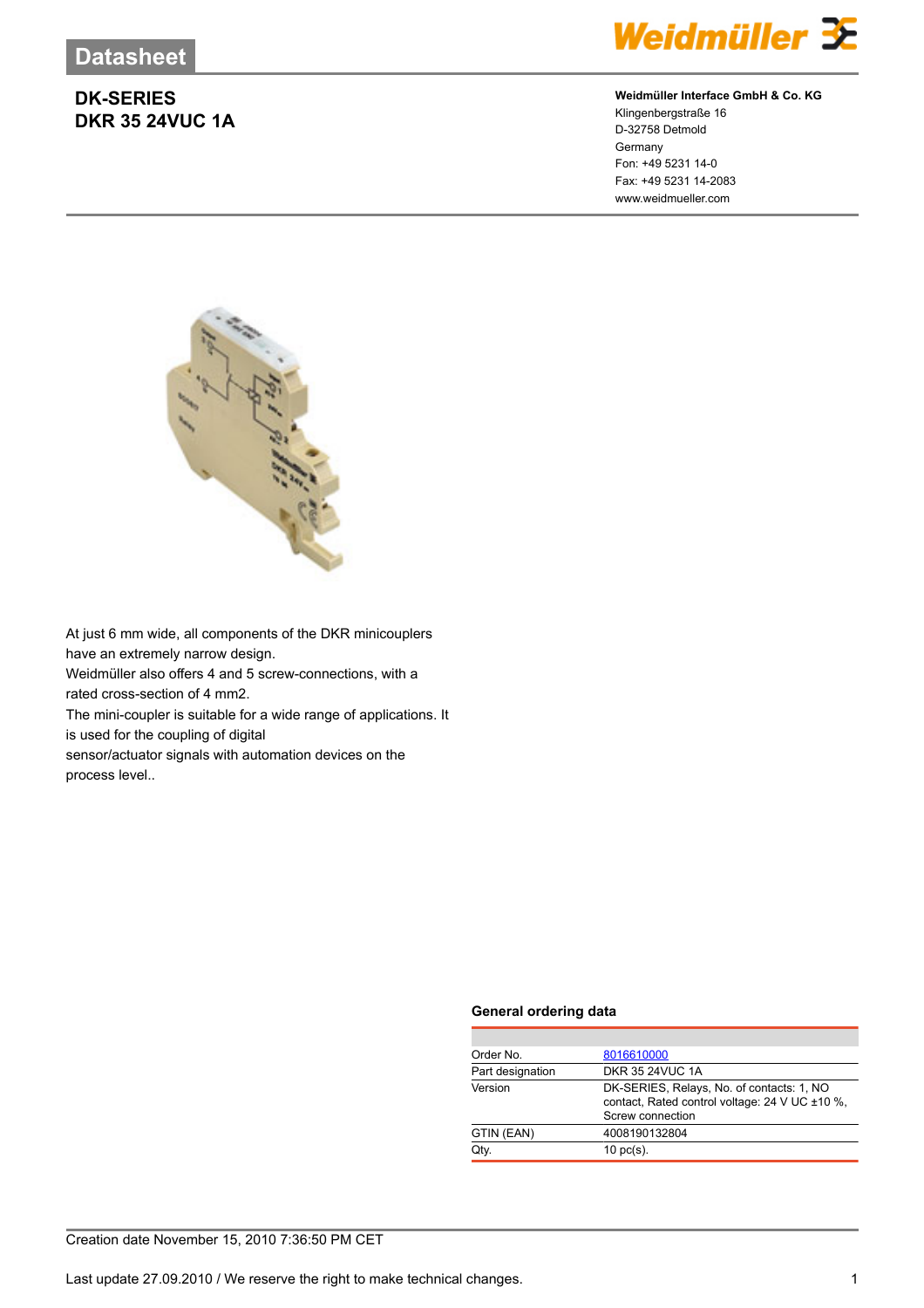Datasheet

# DK-SERIES
# DKR 35 24VUC 1A

**Weidmüller Interface GmbH & Co. KG**
Klingenbergstraße 16
D-32758 Detmold
Germany
Fon: +49 5231 14-0
Fax: +49 5231 14-2083
www.weidmueller.com

At just 6 mm wide, all components of the DKR minicouplers have an extremely narrow design.
Weidmüller also offers 4 and 5 screw-connections, with a rated cross-section of 4 mm2.
The mini-coupler is suitable for a wide range of applications. It is used for the coupling of digital sensor/actuator signals with automation devices on the process level..

## General ordering data

| | |
|---|---|
| Order No. | 8016610000 |
| Part designation | DKR 35 24VUC 1A |
| Version | DK-SERIES, Relays, No. of contacts: 1, NO contact, Rated control voltage: 24 V UC ±10 %, Screw connection |
| GTIN (EAN) | 4008190132804 |
| Qty. | 10 pc(s). |

Creation date November 15, 2010 7:36:50 PM CET

Last update 27.09.2010 / We reserve the right to make technical changes.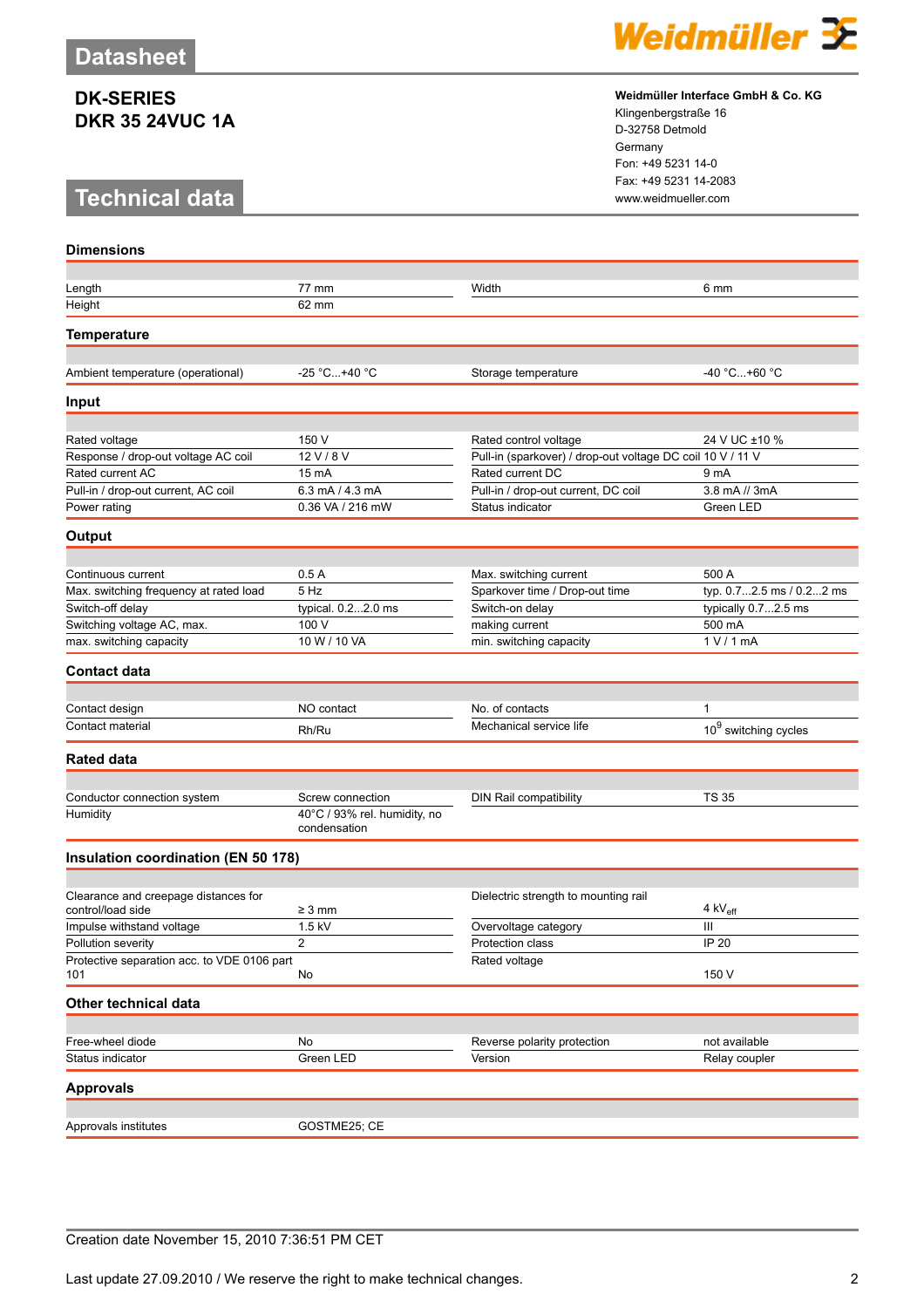# Datasheet

## DK-SERIES
## DKR 35 24VUC 1A

**Weidmüller Interface GmbH & Co. KG**
Klingenbergstraße 16
D-32758 Detmold
Germany
Fon: +49 5231 14-0
Fax: +49 5231 14-2083
www.weidmueller.com

# Technical data

### Dimensions

| | | | |
|---|---|---|---|
| Length | 77 mm | Width | 6 mm |
| Height | 62 mm | | |

### Temperature

| | | | |
|---|---|---|---|
| Ambient temperature (operational) | -25 °C...+40 °C | Storage temperature | -40 °C...+60 °C |

### Input

| | | | |
|---|---|---|---|
| Rated voltage | 150 V | Rated control voltage | 24 V UC ±10 % |
| Response / drop-out voltage AC coil | 12 V / 8 V | Pull-in (sparkover) / drop-out voltage DC coil | 10 V / 11 V |
| Rated current AC | 15 mA | Rated current DC | 9 mA |
| Pull-in / drop-out current, AC coil | 6.3 mA / 4.3 mA | Pull-in / drop-out current, DC coil | 3.8 mA // 3mA |
| Power rating | 0.36 VA / 216 mW | Status indicator | Green LED |

### Output

| | | | |
|---|---|---|---|
| Continuous current | 0.5 A | Max. switching current | 500 A |
| Max. switching frequency at rated load | 5 Hz | Sparkover time / Drop-out time | typ. 0.7...2.5 ms / 0.2...2 ms |
| Switch-off delay | typical. 0.2...2.0 ms | Switch-on delay | typically 0.7...2.5 ms |
| Switching voltage AC, max. | 100 V | making current | 500 mA |
| max. switching capacity | 10 W / 10 VA | min. switching capacity | 1 V / 1 mA |

### Contact data

| | | | |
|---|---|---|---|
| Contact design | NO contact | No. of contacts | 1 |
| Contact material | Rh/Ru | Mechanical service life | $10^9$ switching cycles |

### Rated data

| | | | |
|---|---|---|---|
| Conductor connection system | Screw connection | DIN Rail compatibility | TS 35 |
| Humidity | 40°C / 93% rel. humidity, no condensation | | |

### Insulation coordination (EN 50 178)

| | | | |
|---|---|---|---|
| Clearance and creepage distances for control/load side | ≥ 3 mm | Dielectric strength to mounting rail | 4 $kV_{eff}$ |
| Impulse withstand voltage | 1.5 kV | Overvoltage category | III |
| Pollution severity | 2 | Protection class | IP 20 |
| Protective separation acc. to VDE 0106 part 101 | No | Rated voltage | 150 V |

### Other technical data

| | | | |
|---|---|---|---|
| Free-wheel diode | No | Reverse polarity protection | not available |
| Status indicator | Green LED | Version | Relay coupler |

### Approvals

| | |
|---|---|
| Approvals institutes | GOSTME25; CE |

Creation date November 15, 2010 7:36:51 PM CET

Last update 27.09.2010 / We reserve the right to make technical changes.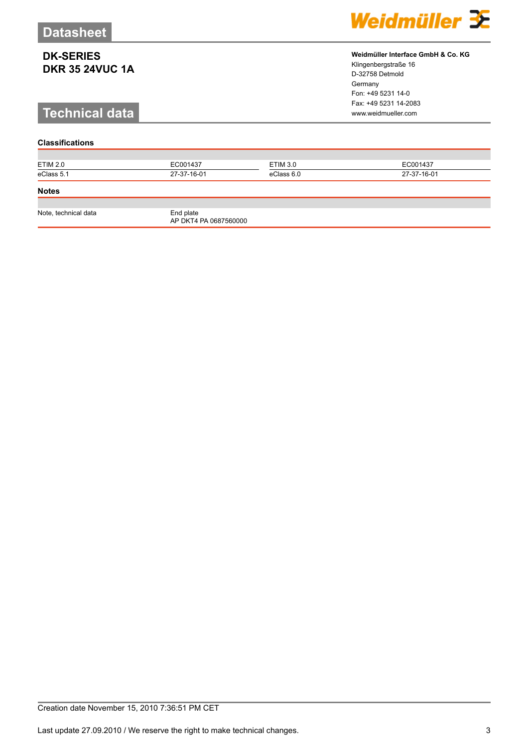# Datasheet

## DK-SERIES
## DKR 35 24VUC 1A

**Weidmüller Interface GmbH & Co. KG**
Klingenbergstraße 16
D-32758 Detmold
Germany
Fon: +49 5231 14-0
Fax: +49 5231 14-2083
www.weidmueller.com

# Technical data

### Classifications

| | | | |
|---|---|---|---|
| ETIM 2.0 | EC001437 | ETIM 3.0 | EC001437 |
| eClass 5.1 | 27-37-16-01 | eClass 6.0 | 27-37-16-01 |

### Notes

| | |
|---|---|
| Note, technical data | End plate<br>AP DKT4 PA 0687560000 |

Creation date November 15, 2010 7:36:51 PM CET

Last update 27.09.2010 / We reserve the right to make technical changes.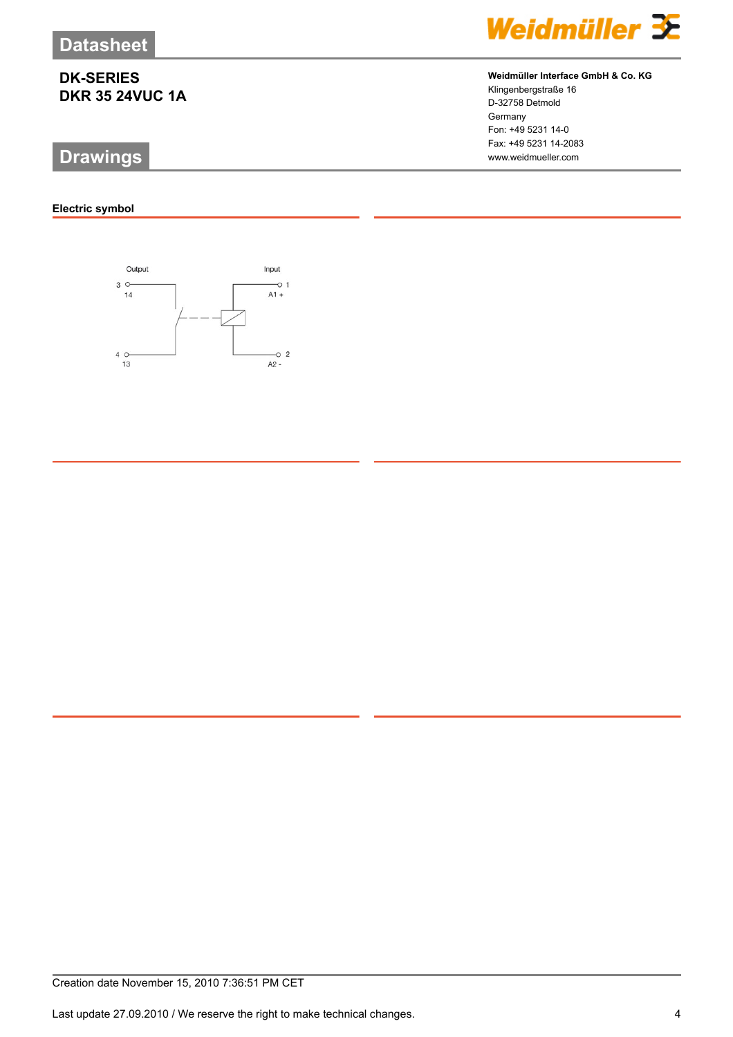## Datasheet

**DK-SERIES**
**DKR 35 24VUC 1A**

**Weidmüller Interface GmbH & Co. KG**
Klingenbergstraße 16
D-32758 Detmold
Germany
Fon: +49 5231 14-0
Fax: +49 5231 14-2083
www.weidmueller.com

## Drawings

### Electric symbol

Output
Input
3
14
1
A1 +
4
13
2
A2 -

Creation date November 15, 2010 7:36:51 PM CET

Last update 27.09.2010 / We reserve the right to make technical changes.